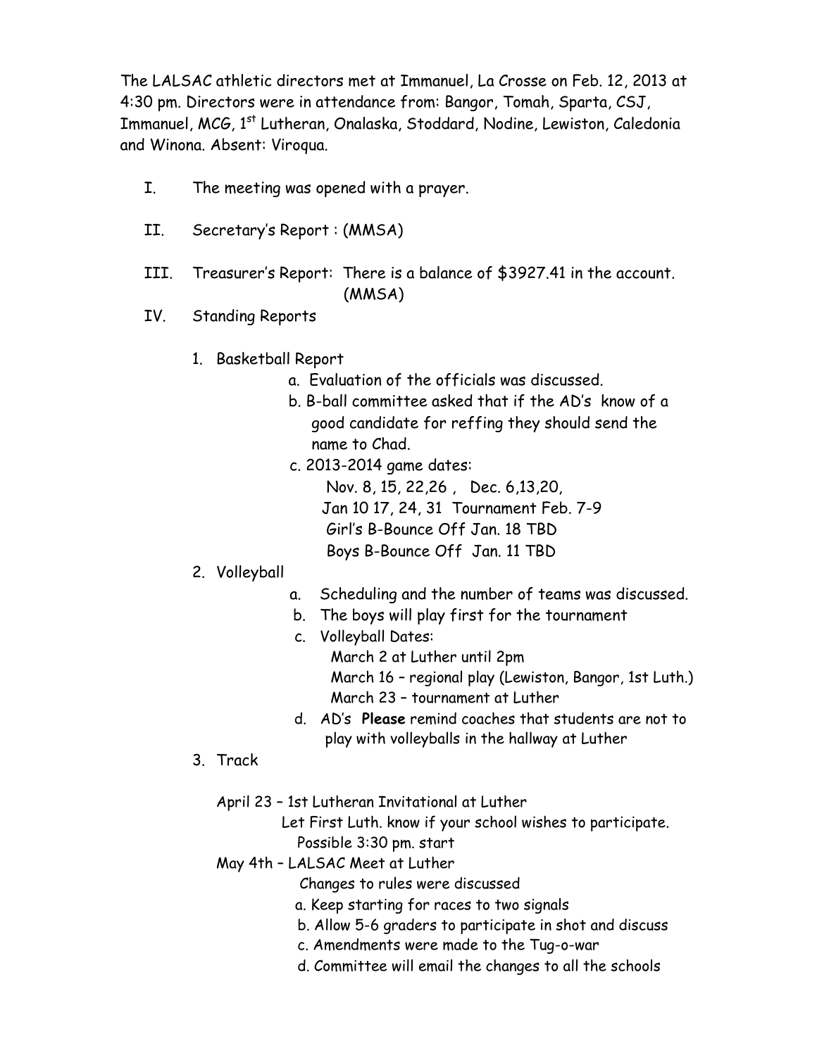The LALSAC athletic directors met at Immanuel, La Crosse on Feb. 12, 2013 at 4:30 pm. Directors were in attendance from: Bangor, Tomah, Sparta, CSJ, Immanuel, MCG, 1st Lutheran, Onalaska, Stoddard, Nodine, Lewiston, Caledonia and Winona. Absent: Viroqua.

I. The meeting was opened with a prayer.

II. Secretary's Report : (MMSA)

III. Treasurer's Report: There is a balance of $3927.41 in the account. (MMSA)

IV. Standing Reports

1. Basketball Report
   - a. Evaluation of the officials was discussed.
   - b. B-ball committee asked that if the AD's know of a good candidate for reffing they should send the name to Chad.
   - c. 2013-2014 game dates:
     - Nov. 8, 15, 22,26 , Dec. 6,13,20,
     - Jan 10 17, 24, 31 Tournament Feb. 7-9
     - Girl's B-Bounce Off Jan. 18 TBD
     - Boys B-Bounce Off Jan. 11 TBD
2. Volleyball
   - a. Scheduling and the number of teams was discussed.
   - b. The boys will play first for the tournament
   - c. Volleyball Dates:
     - March 2 at Luther until 2pm
     - March 16 – regional play (Lewiston, Bangor, 1st Luth.)
     - March 23 – tournament at Luther
   - d. AD's **Please** remind coaches that students are not to play with volleyballs in the hallway at Luther
3. Track

   April 23 – 1st Lutheran Invitational at Luther
   
   Let First Luth. know if your school wishes to participate.
   
   Possible 3:30 pm. start
   
   May 4th – LALSAC Meet at Luther
   
   Changes to rules were discussed
   - a. Keep starting for races to two signals
   - b. Allow 5-6 graders to participate in shot and discuss
   - c. Amendments were made to the Tug-o-war
   - d. Committee will email the changes to all the schools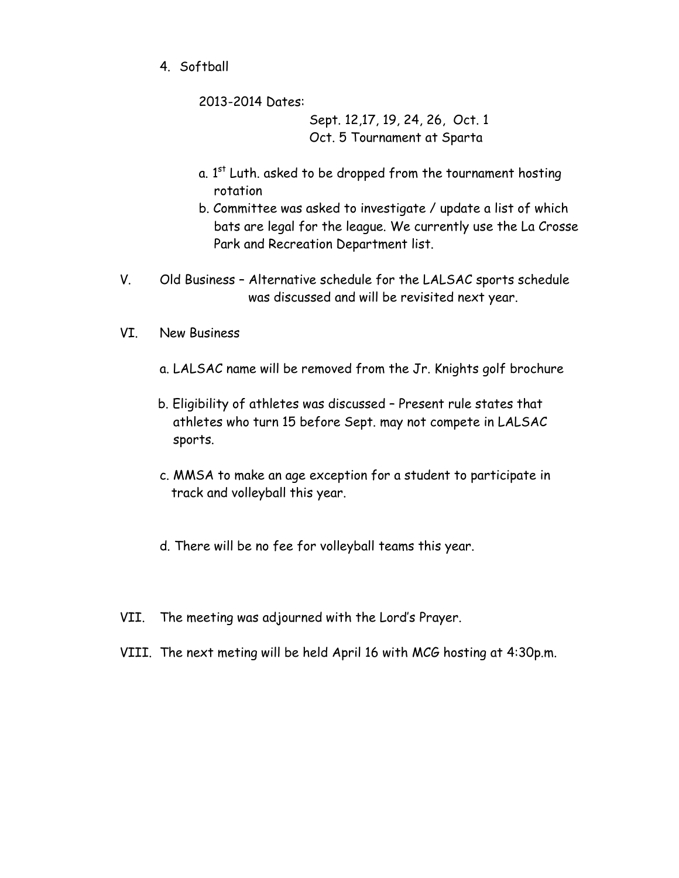4. Softball

    2013-2014 Dates:

    Sept. 12,17, 19, 24, 26, Oct. 1
    Oct. 5 Tournament at Sparta

    a. 1st Luth. asked to be dropped from the tournament hosting rotation
    b. Committee was asked to investigate / update a list of which bats are legal for the league. We currently use the La Crosse Park and Recreation Department list.

V. Old Business – Alternative schedule for the LALSAC sports schedule was discussed and will be revisited next year.

VI. New Business

    a. LALSAC name will be removed from the Jr. Knights golf brochure

    b. Eligibility of athletes was discussed – Present rule states that athletes who turn 15 before Sept. may not compete in LALSAC sports.

    c. MMSA to make an age exception for a student to participate in track and volleyball this year.

    d. There will be no fee for volleyball teams this year.

VII. The meeting was adjourned with the Lord's Prayer.

VIII. The next meting will be held April 16 with MCG hosting at 4:30p.m.